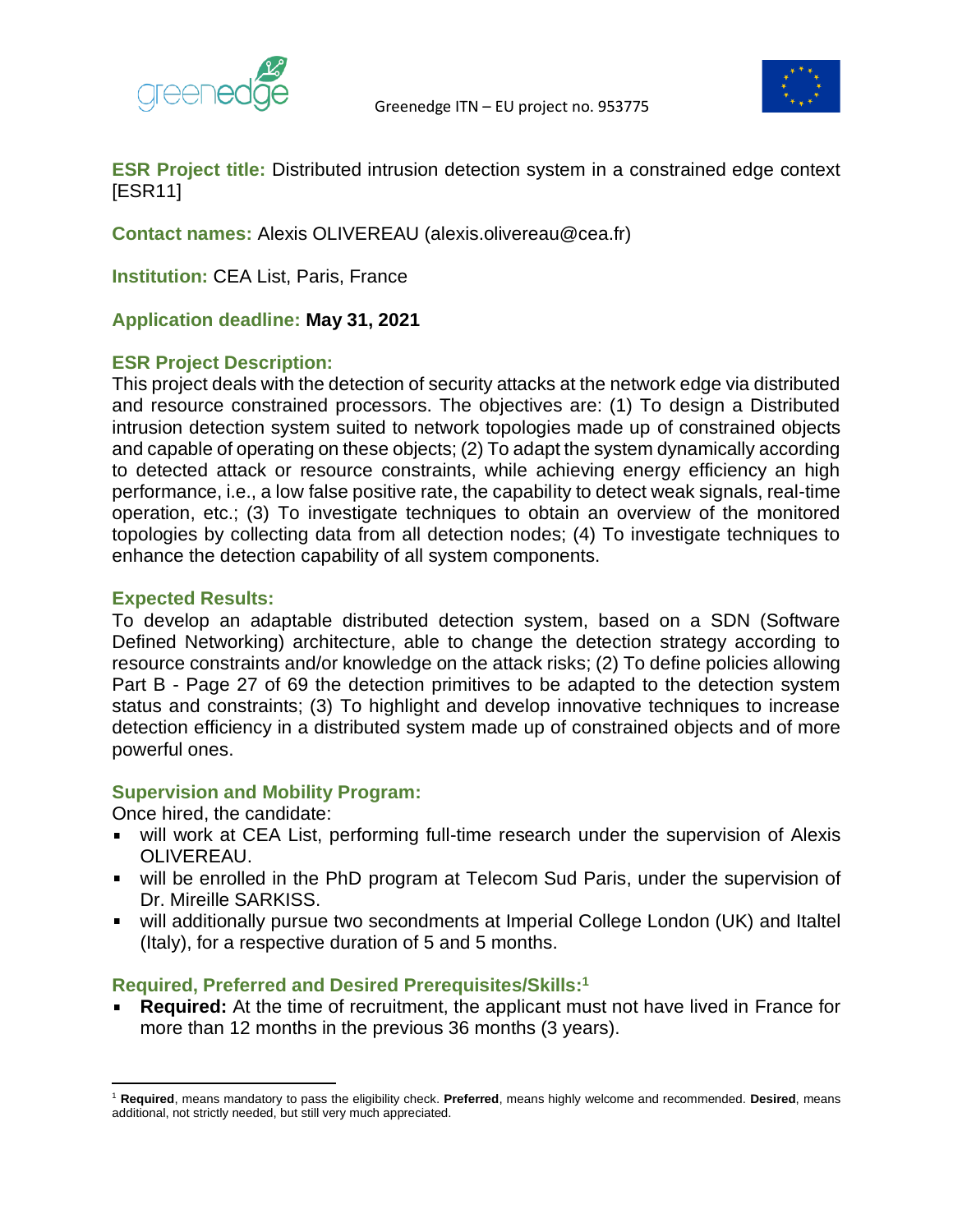**ESR Project title:** Distributed intrusion detection system in a constrained edge context [ESR11]

**Contact names:** Alexis OLIVEREAU (alexis.olivereau@cea.fr)

**Institution:** CEA List, Paris, France

**Application deadline: May 31, 2021**

**ESR Project Description:**

This project deals with the detection of security attacks at the network edge via distributed and resource constrained processors. The objectives are: (1) To design a Distributed intrusion detection system suited to network topologies made up of constrained objects and capable of operating on these objects; (2) To adapt the system dynamically according to detected attack or resource constraints, while achieving energy efficiency an high performance, i.e., a low false positive rate, the capability to detect weak signals, real-time operation, etc.; (3) To investigate techniques to obtain an overview of the monitored topologies by collecting data from all detection nodes; (4) To investigate techniques to enhance the detection capability of all system components.

**Expected Results:**

To develop an adaptable distributed detection system, based on a SDN (Software Defined Networking) architecture, able to change the detection strategy according to resource constraints and/or knowledge on the attack risks; (2) To define policies allowing Part B - Page 27 of 69 the detection primitives to be adapted to the detection system status and constraints; (3) To highlight and develop innovative techniques to increase detection efficiency in a distributed system made up of constrained objects and of more powerful ones.

**Supervision and Mobility Program:**

Once hired, the candidate:

- will work at CEA List, performing full-time research under the supervision of Alexis OLIVEREAU.
- will be enrolled in the PhD program at Telecom Sud Paris, under the supervision of Dr. Mireille SARKISS.
- will additionally pursue two secondments at Imperial College London (UK) and Italtel (Italy), for a respective duration of 5 and 5 months.

**Required, Preferred and Desired Prerequisites/Skills:**[1]

- **Required:** At the time of recruitment, the applicant must not have lived in France for more than 12 months in the previous 36 months (3 years).

[1] **Required**, means mandatory to pass the eligibility check. **Preferred**, means highly welcome and recommended. **Desired**, means additional, not strictly needed, but still very much appreciated.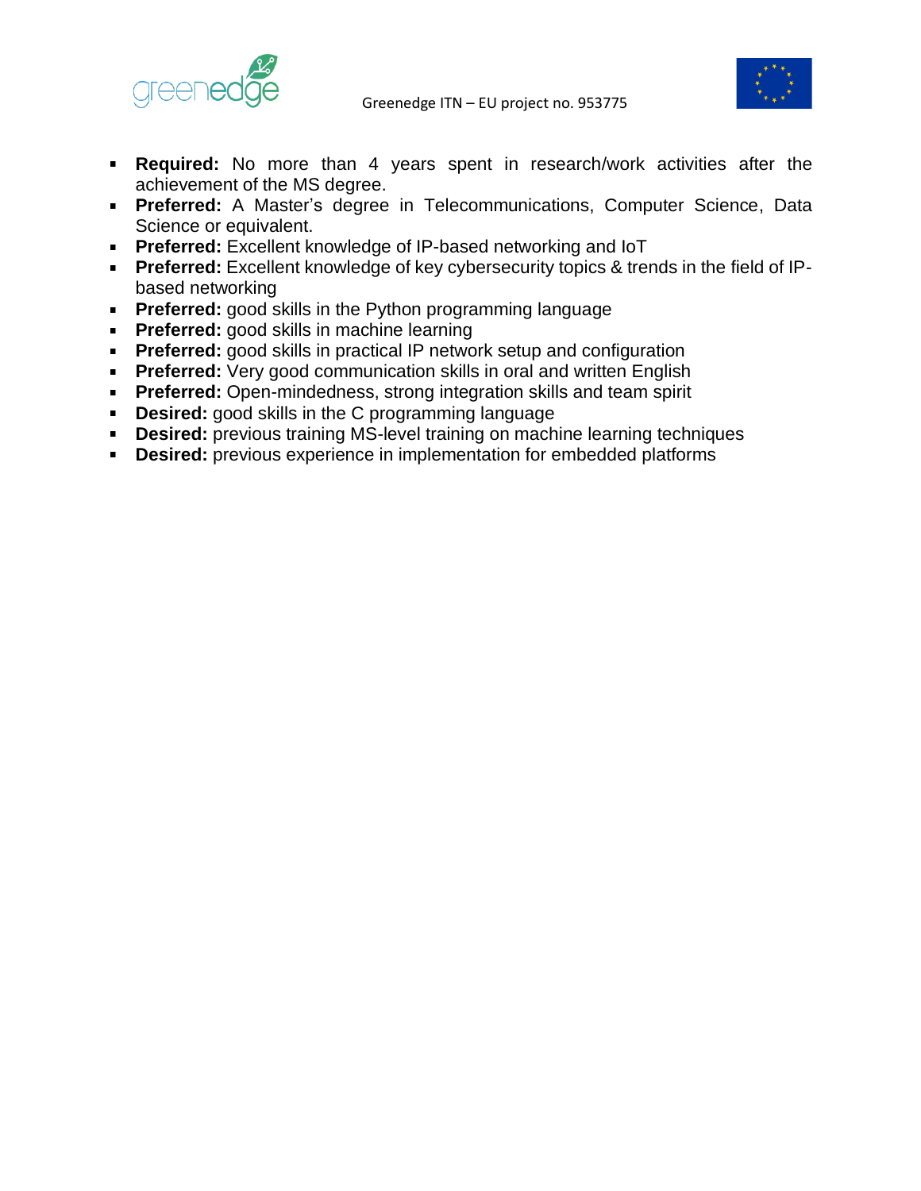- **Required:** No more than 4 years spent in research/work activities after the achievement of the MS degree.
- **Preferred:** A Master's degree in Telecommunications, Computer Science, Data Science or equivalent.
- **Preferred:** Excellent knowledge of IP-based networking and IoT
- **Preferred:** Excellent knowledge of key cybersecurity topics & trends in the field of IP-based networking
- **Preferred:** good skills in the Python programming language
- **Preferred:** good skills in machine learning
- **Preferred:** good skills in practical IP network setup and configuration
- **Preferred:** Very good communication skills in oral and written English
- **Preferred:** Open-mindedness, strong integration skills and team spirit
- **Desired:** good skills in the C programming language
- **Desired:** previous training MS-level training on machine learning techniques
- **Desired:** previous experience in implementation for embedded platforms